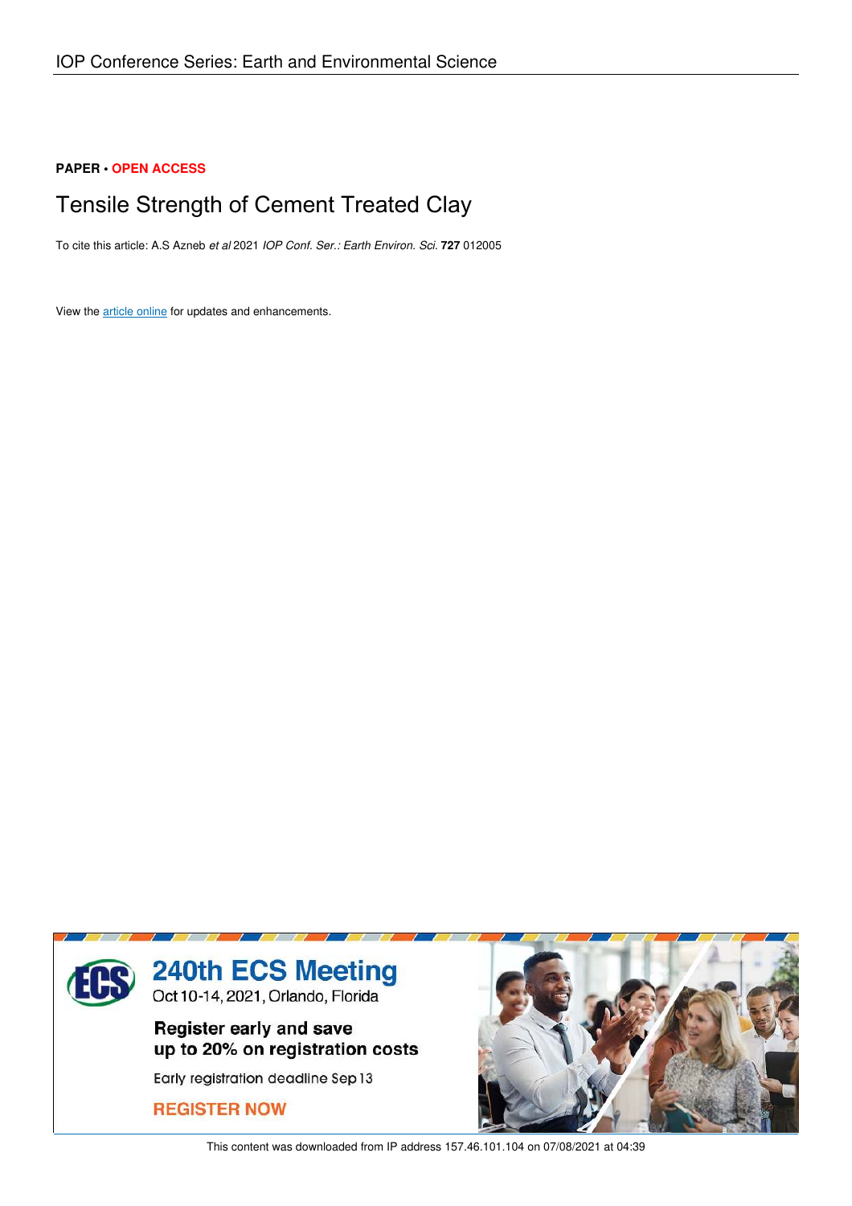IOP Conference Series: Earth and Environmental Science

**PAPER** • **OPEN ACCESS**

# Tensile Strength of Cement Treated Clay

To cite this article: A.S Azneb *et al* 2021 *IOP Conf. Ser.: Earth Environ. Sci.* **727** 012005

View the article online for updates and enhancements.

240th ECS Meeting
Oct 10-14, 2021, Orlando, Florida

Register early and save up to 20% on registration costs

Early registration deadline Sep 13

REGISTER NOW

This content was downloaded from IP address 157.46.101.104 on 07/08/2021 at 04:39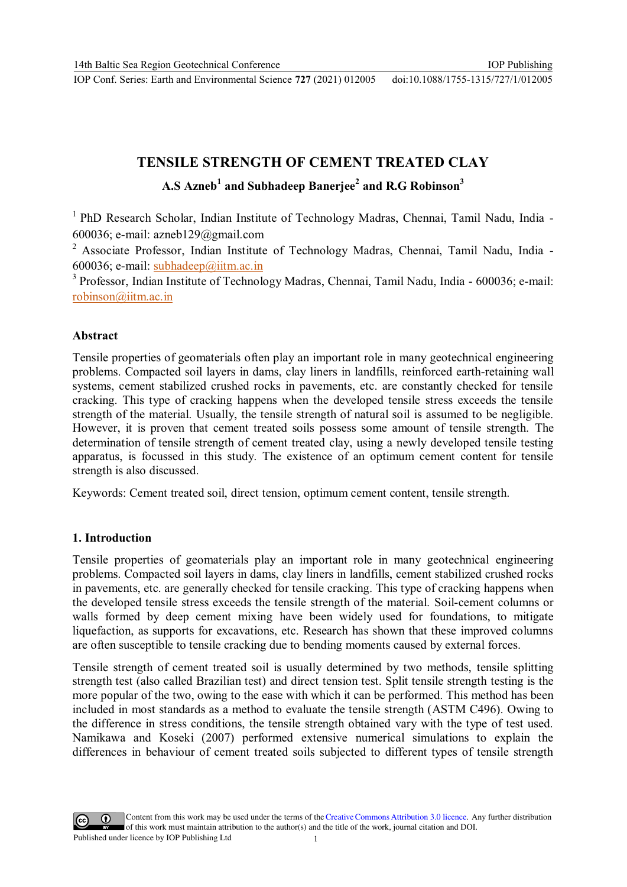# TENSILE STRENGTH OF CEMENT TREATED CLAY

**A.S Azneb[1] and Subhadeep Banerjee[2] and R.G Robinson[3]**

[1] PhD Research Scholar, Indian Institute of Technology Madras, Chennai, Tamil Nadu, India - 600036; e-mail: azneb129@gmail.com

[2] Associate Professor, Indian Institute of Technology Madras, Chennai, Tamil Nadu, India - 600036; e-mail: subhadeep@iitm.ac.in

[3] Professor, Indian Institute of Technology Madras, Chennai, Tamil Nadu, India - 600036; e-mail: robinson@iitm.ac.in

### Abstract

Tensile properties of geomaterials often play an important role in many geotechnical engineering problems. Compacted soil layers in dams, clay liners in landfills, reinforced earth-retaining wall systems, cement stabilized crushed rocks in pavements, etc. are constantly checked for tensile cracking. This type of cracking happens when the developed tensile stress exceeds the tensile strength of the material. Usually, the tensile strength of natural soil is assumed to be negligible. However, it is proven that cement treated soils possess some amount of tensile strength. The determination of tensile strength of cement treated clay, using a newly developed tensile testing apparatus, is focussed in this study. The existence of an optimum cement content for tensile strength is also discussed.

Keywords: Cement treated soil, direct tension, optimum cement content, tensile strength.

## 1. Introduction

Tensile properties of geomaterials play an important role in many geotechnical engineering problems. Compacted soil layers in dams, clay liners in landfills, cement stabilized crushed rocks in pavements, etc. are generally checked for tensile cracking. This type of cracking happens when the developed tensile stress exceeds the tensile strength of the material. Soil-cement columns or walls formed by deep cement mixing have been widely used for foundations, to mitigate liquefaction, as supports for excavations, etc. Research has shown that these improved columns are often susceptible to tensile cracking due to bending moments caused by external forces.

Tensile strength of cement treated soil is usually determined by two methods, tensile splitting strength test (also called Brazilian test) and direct tension test. Split tensile strength testing is the more popular of the two, owing to the ease with which it can be performed. This method has been included in most standards as a method to evaluate the tensile strength (ASTM C496). Owing to the difference in stress conditions, the tensile strength obtained vary with the type of test used. Namikawa and Koseki (2007) performed extensive numerical simulations to explain the differences in behaviour of cement treated soils subjected to different types of tensile strength

Content from this work may be used under the terms of the Creative Commons Attribution 3.0 licence. Any further distribution of this work must maintain attribution to the author(s) and the title of the work, journal citation and DOI.
Published under licence by IOP Publishing Ltd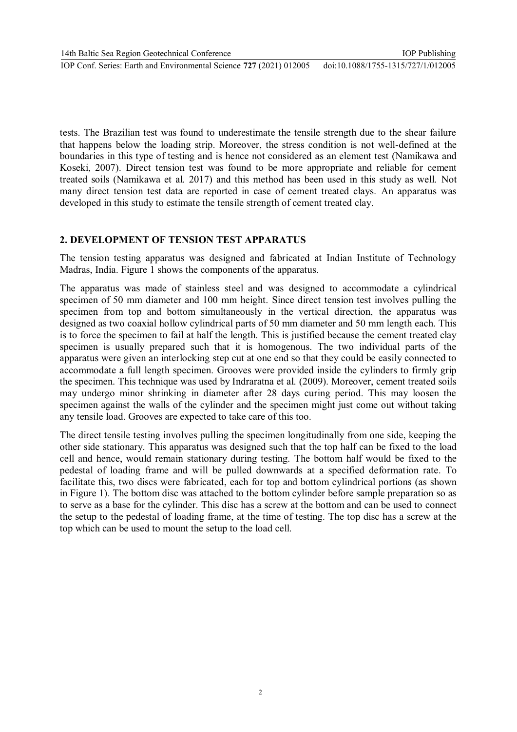tests. The Brazilian test was found to underestimate the tensile strength due to the shear failure that happens below the loading strip. Moreover, the stress condition is not well-defined at the boundaries in this type of testing and is hence not considered as an element test (Namikawa and Koseki, 2007). Direct tension test was found to be more appropriate and reliable for cement treated soils (Namikawa et al. 2017) and this method has been used in this study as well. Not many direct tension test data are reported in case of cement treated clays. An apparatus was developed in this study to estimate the tensile strength of cement treated clay.

## 2. DEVELOPMENT OF TENSION TEST APPARATUS

The tension testing apparatus was designed and fabricated at Indian Institute of Technology Madras, India. Figure 1 shows the components of the apparatus.

The apparatus was made of stainless steel and was designed to accommodate a cylindrical specimen of 50 mm diameter and 100 mm height. Since direct tension test involves pulling the specimen from top and bottom simultaneously in the vertical direction, the apparatus was designed as two coaxial hollow cylindrical parts of 50 mm diameter and 50 mm length each. This is to force the specimen to fail at half the length. This is justified because the cement treated clay specimen is usually prepared such that it is homogenous. The two individual parts of the apparatus were given an interlocking step cut at one end so that they could be easily connected to accommodate a full length specimen. Grooves were provided inside the cylinders to firmly grip the specimen. This technique was used by Indraratna et al. (2009). Moreover, cement treated soils may undergo minor shrinking in diameter after 28 days curing period. This may loosen the specimen against the walls of the cylinder and the specimen might just come out without taking any tensile load. Grooves are expected to take care of this too.

The direct tensile testing involves pulling the specimen longitudinally from one side, keeping the other side stationary. This apparatus was designed such that the top half can be fixed to the load cell and hence, would remain stationary during testing. The bottom half would be fixed to the pedestal of loading frame and will be pulled downwards at a specified deformation rate. To facilitate this, two discs were fabricated, each for top and bottom cylindrical portions (as shown in Figure 1). The bottom disc was attached to the bottom cylinder before sample preparation so as to serve as a base for the cylinder. This disc has a screw at the bottom and can be used to connect the setup to the pedestal of loading frame, at the time of testing. The top disc has a screw at the top which can be used to mount the setup to the load cell.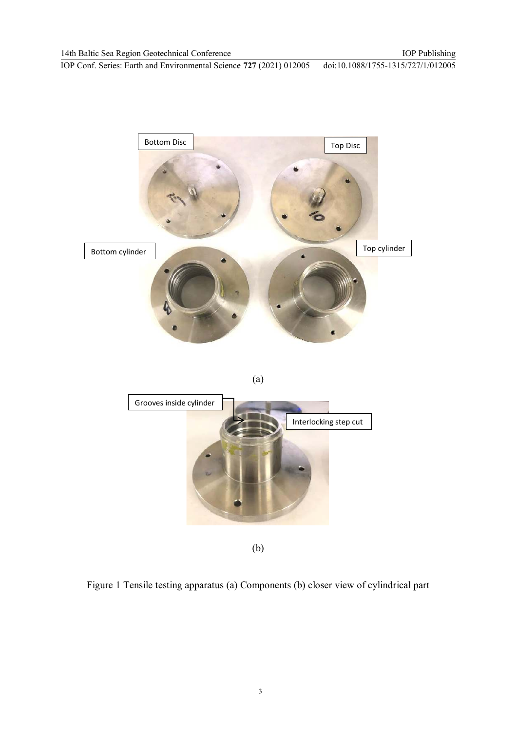Bottom Disc

Top Disc

Bottom cylinder

Top cylinder

(a)

Grooves inside cylinder

Interlocking step cut

(b)

Figure 1 Tensile testing apparatus (a) Components (b) closer view of cylindrical part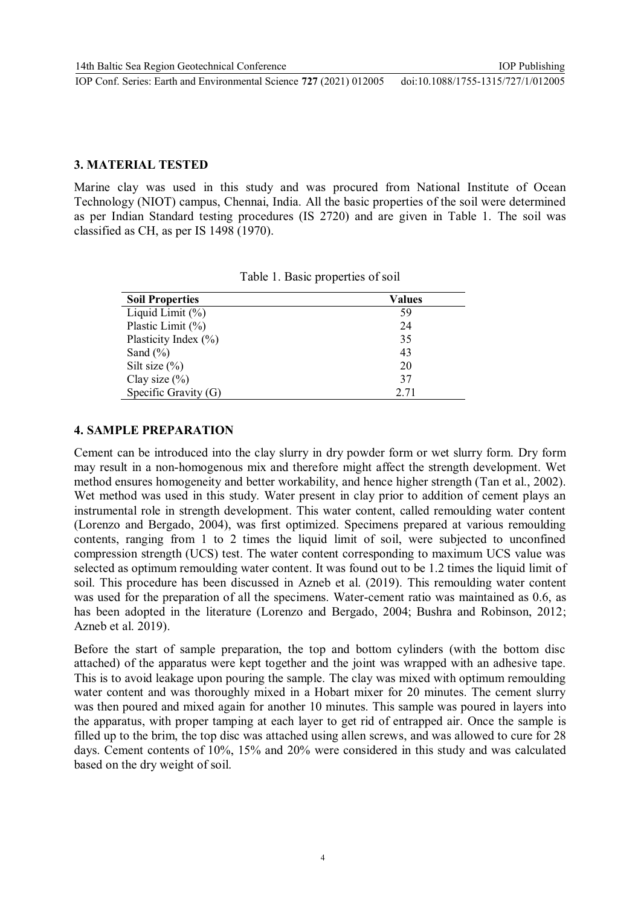## 3. MATERIAL TESTED

Marine clay was used in this study and was procured from National Institute of Ocean Technology (NIOT) campus, Chennai, India. All the basic properties of the soil were determined as per Indian Standard testing procedures (IS 2720) and are given in Table 1. The soil was classified as CH, as per IS 1498 (1970).

Table 1. Basic properties of soil

| Soil Properties | Values |
|---|---|
| Liquid Limit (%) | 59 |
| Plastic Limit (%) | 24 |
| Plasticity Index (%) | 35 |
| Sand (%) | 43 |
| Silt size (%) | 20 |
| Clay size (%) | 37 |
| Specific Gravity (G) | 2.71 |

## 4. SAMPLE PREPARATION

Cement can be introduced into the clay slurry in dry powder form or wet slurry form. Dry form may result in a non-homogenous mix and therefore might affect the strength development. Wet method ensures homogeneity and better workability, and hence higher strength (Tan et al., 2002). Wet method was used in this study. Water present in clay prior to addition of cement plays an instrumental role in strength development. This water content, called remoulding water content (Lorenzo and Bergado, 2004), was first optimized. Specimens prepared at various remoulding contents, ranging from 1 to 2 times the liquid limit of soil, were subjected to unconfined compression strength (UCS) test. The water content corresponding to maximum UCS value was selected as optimum remoulding water content. It was found out to be 1.2 times the liquid limit of soil. This procedure has been discussed in Azneb et al. (2019). This remoulding water content was used for the preparation of all the specimens. Water-cement ratio was maintained as 0.6, as has been adopted in the literature (Lorenzo and Bergado, 2004; Bushra and Robinson, 2012; Azneb et al. 2019).

Before the start of sample preparation, the top and bottom cylinders (with the bottom disc attached) of the apparatus were kept together and the joint was wrapped with an adhesive tape. This is to avoid leakage upon pouring the sample. The clay was mixed with optimum remoulding water content and was thoroughly mixed in a Hobart mixer for 20 minutes. The cement slurry was then poured and mixed again for another 10 minutes. This sample was poured in layers into the apparatus, with proper tamping at each layer to get rid of entrapped air. Once the sample is filled up to the brim, the top disc was attached using allen screws, and was allowed to cure for 28 days. Cement contents of 10%, 15% and 20% were considered in this study and was calculated based on the dry weight of soil.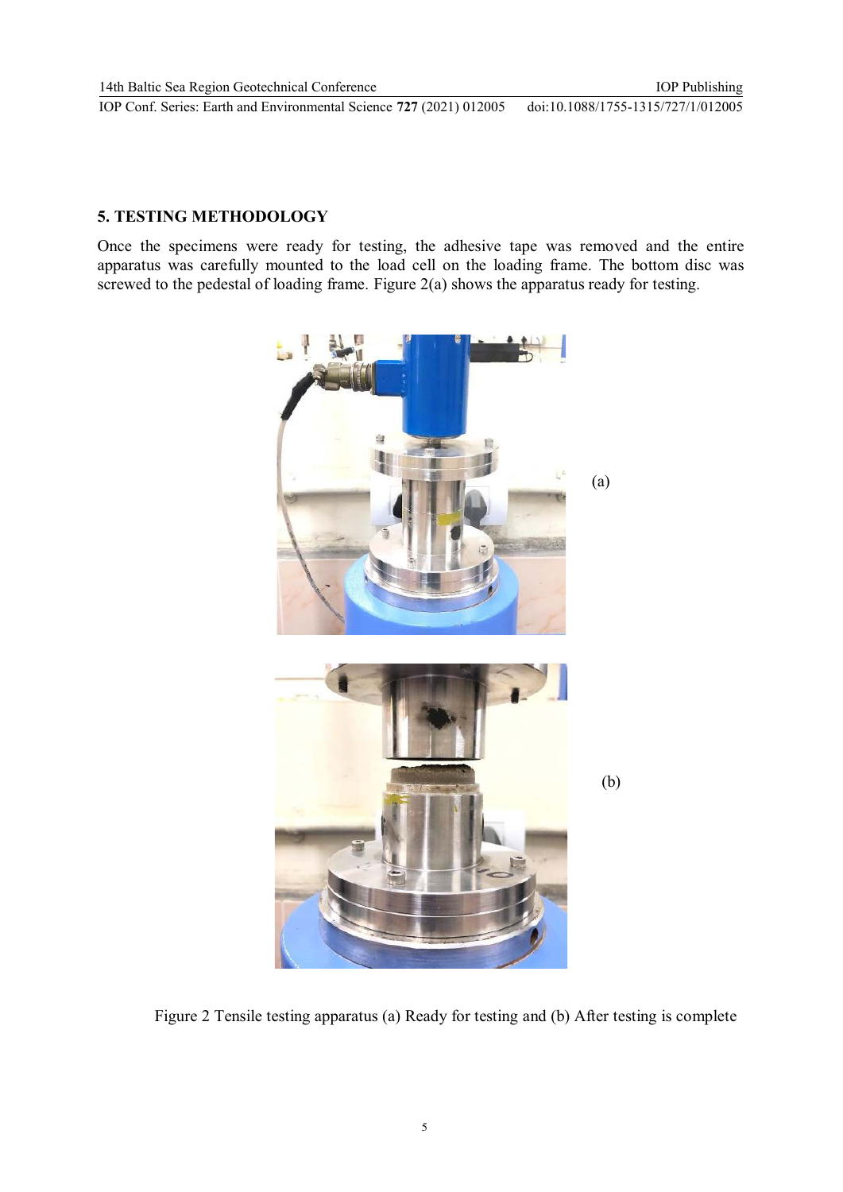## 5. TESTING METHODOLOGY

Once the specimens were ready for testing, the adhesive tape was removed and the entire apparatus was carefully mounted to the load cell on the loading frame. The bottom disc was screwed to the pedestal of loading frame. Figure 2(a) shows the apparatus ready for testing.

(a)

(b)

Figure 2 Tensile testing apparatus (a) Ready for testing and (b) After testing is complete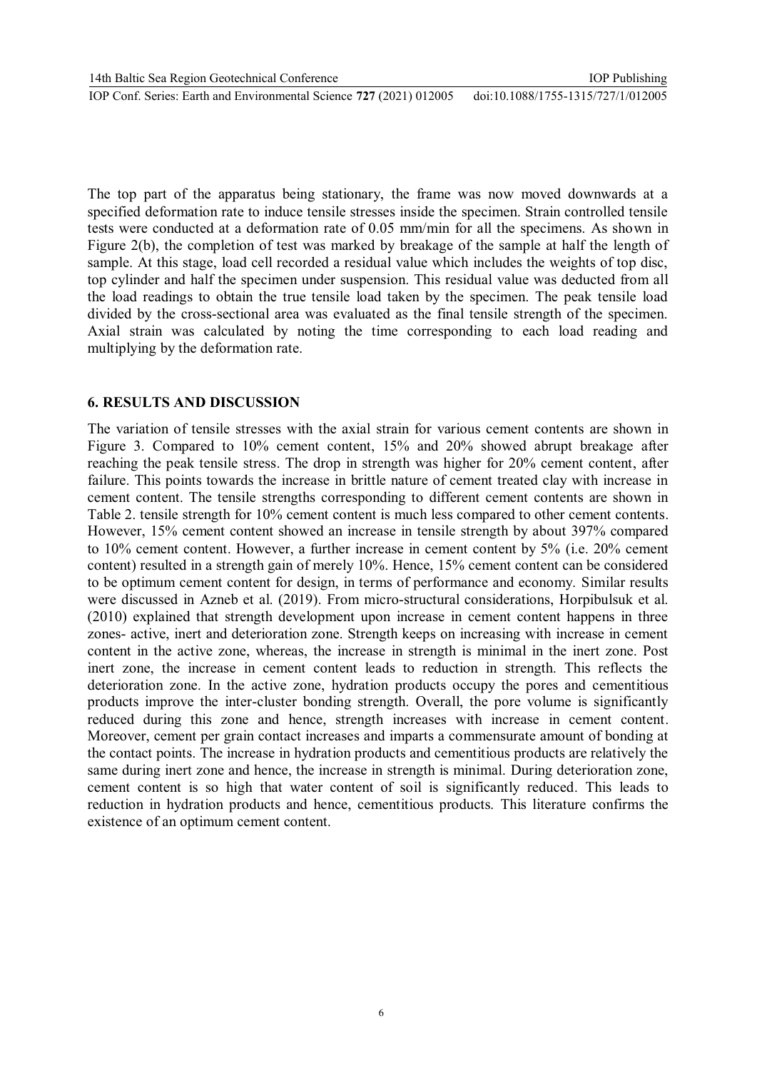The top part of the apparatus being stationary, the frame was now moved downwards at a specified deformation rate to induce tensile stresses inside the specimen. Strain controlled tensile tests were conducted at a deformation rate of 0.05 mm/min for all the specimens. As shown in Figure 2(b), the completion of test was marked by breakage of the sample at half the length of sample. At this stage, load cell recorded a residual value which includes the weights of top disc, top cylinder and half the specimen under suspension. This residual value was deducted from all the load readings to obtain the true tensile load taken by the specimen. The peak tensile load divided by the cross-sectional area was evaluated as the final tensile strength of the specimen. Axial strain was calculated by noting the time corresponding to each load reading and multiplying by the deformation rate.

## 6. RESULTS AND DISCUSSION

The variation of tensile stresses with the axial strain for various cement contents are shown in Figure 3. Compared to 10% cement content, 15% and 20% showed abrupt breakage after reaching the peak tensile stress. The drop in strength was higher for 20% cement content, after failure. This points towards the increase in brittle nature of cement treated clay with increase in cement content. The tensile strengths corresponding to different cement contents are shown in Table 2. tensile strength for 10% cement content is much less compared to other cement contents. However, 15% cement content showed an increase in tensile strength by about 397% compared to 10% cement content. However, a further increase in cement content by 5% (i.e. 20% cement content) resulted in a strength gain of merely 10%. Hence, 15% cement content can be considered to be optimum cement content for design, in terms of performance and economy. Similar results were discussed in Azneb et al. (2019). From micro-structural considerations, Horpibulsuk et al. (2010) explained that strength development upon increase in cement content happens in three zones- active, inert and deterioration zone. Strength keeps on increasing with increase in cement content in the active zone, whereas, the increase in strength is minimal in the inert zone. Post inert zone, the increase in cement content leads to reduction in strength. This reflects the deterioration zone. In the active zone, hydration products occupy the pores and cementitious products improve the inter-cluster bonding strength. Overall, the pore volume is significantly reduced during this zone and hence, strength increases with increase in cement content. Moreover, cement per grain contact increases and imparts a commensurate amount of bonding at the contact points. The increase in hydration products and cementitious products are relatively the same during inert zone and hence, the increase in strength is minimal. During deterioration zone, cement content is so high that water content of soil is significantly reduced. This leads to reduction in hydration products and hence, cementitious products. This literature confirms the existence of an optimum cement content.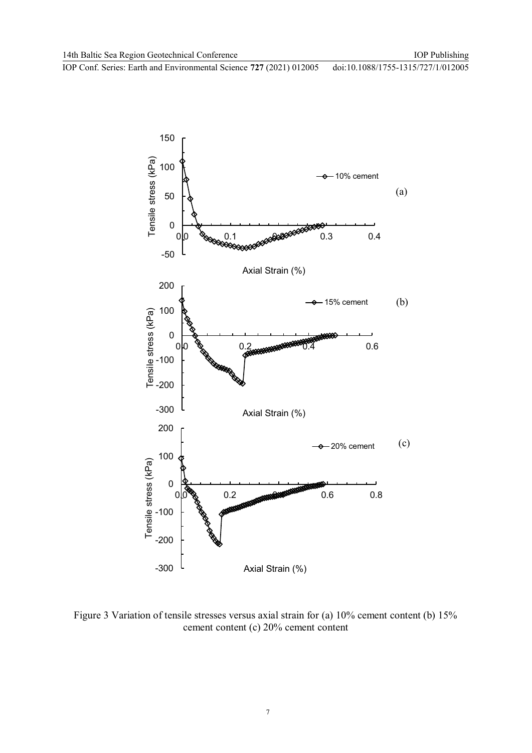Figure 3 Variation of tensile stresses versus axial strain for (a) 10% cement content (b) 15% cement content (c) 20% cement content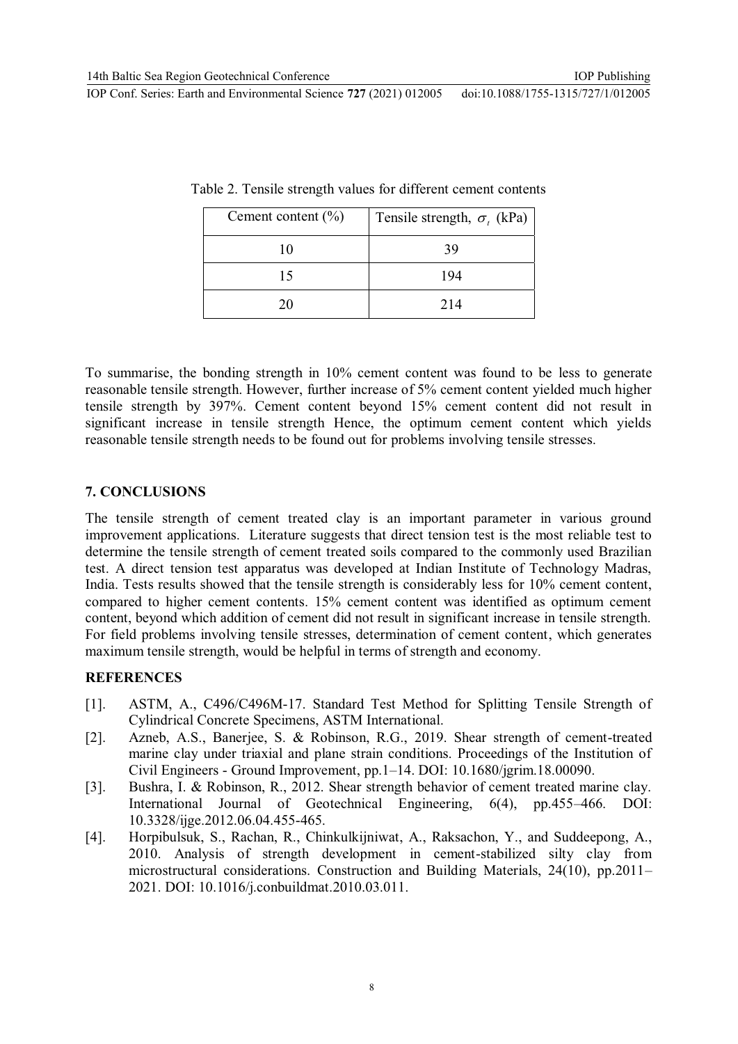Table 2. Tensile strength values for different cement contents

| Cement content (%) | Tensile strength, $\sigma_t$ (kPa) |
|---|---|
| 10 | 39 |
| 15 | 194 |
| 20 | 214 |

To summarise, the bonding strength in 10% cement content was found to be less to generate reasonable tensile strength. However, further increase of 5% cement content yielded much higher tensile strength by 397%. Cement content beyond 15% cement content did not result in significant increase in tensile strength Hence, the optimum cement content which yields reasonable tensile strength needs to be found out for problems involving tensile stresses.

## 7. CONCLUSIONS

The tensile strength of cement treated clay is an important parameter in various ground improvement applications. Literature suggests that direct tension test is the most reliable test to determine the tensile strength of cement treated soils compared to the commonly used Brazilian test. A direct tension test apparatus was developed at Indian Institute of Technology Madras, India. Tests results showed that the tensile strength is considerably less for 10% cement content, compared to higher cement contents. 15% cement content was identified as optimum cement content, beyond which addition of cement did not result in significant increase in tensile strength. For field problems involving tensile stresses, determination of cement content, which generates maximum tensile strength, would be helpful in terms of strength and economy.

## REFERENCES

[1]. ASTM, A., C496/C496M-17. Standard Test Method for Splitting Tensile Strength of Cylindrical Concrete Specimens, ASTM International.

[2]. Azneb, A.S., Banerjee, S. & Robinson, R.G., 2019. Shear strength of cement-treated marine clay under triaxial and plane strain conditions. Proceedings of the Institution of Civil Engineers - Ground Improvement, pp.1–14. DOI: 10.1680/jgrim.18.00090.

[3]. Bushra, I. & Robinson, R., 2012. Shear strength behavior of cement treated marine clay. International Journal of Geotechnical Engineering, 6(4), pp.455–466. DOI: 10.3328/ijge.2012.06.04.455-465.

[4]. Horpibulsuk, S., Rachan, R., Chinkulkijniwat, A., Raksachon, Y., and Suddeepong, A., 2010. Analysis of strength development in cement-stabilized silty clay from microstructural considerations. Construction and Building Materials, 24(10), pp.2011–2021. DOI: 10.1016/j.conbuildmat.2010.03.011.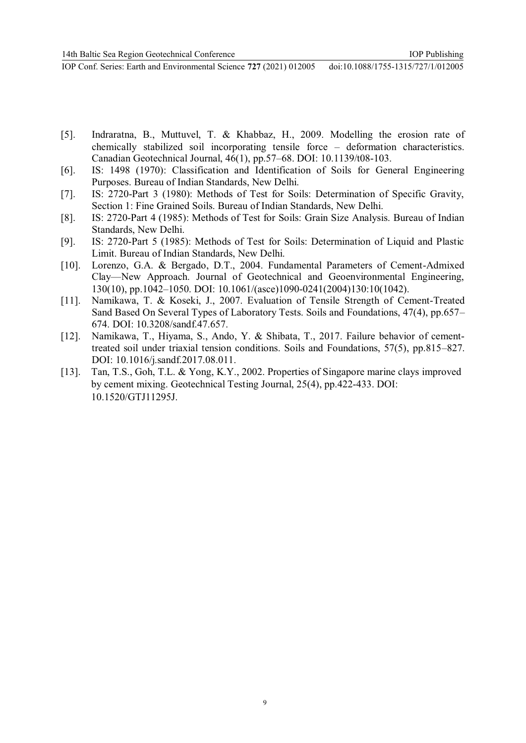[5]. Indraratna, B., Muttuvel, T. & Khabbaz, H., 2009. Modelling the erosion rate of chemically stabilized soil incorporating tensile force – deformation characteristics. Canadian Geotechnical Journal, 46(1), pp.57–68. DOI: 10.1139/t08-103.

[6]. IS: 1498 (1970): Classification and Identification of Soils for General Engineering Purposes. Bureau of Indian Standards, New Delhi.

[7]. IS: 2720-Part 3 (1980): Methods of Test for Soils: Determination of Specific Gravity, Section 1: Fine Grained Soils. Bureau of Indian Standards, New Delhi.

[8]. IS: 2720-Part 4 (1985): Methods of Test for Soils: Grain Size Analysis. Bureau of Indian Standards, New Delhi.

[9]. IS: 2720-Part 5 (1985): Methods of Test for Soils: Determination of Liquid and Plastic Limit. Bureau of Indian Standards, New Delhi.

[10]. Lorenzo, G.A. & Bergado, D.T., 2004. Fundamental Parameters of Cement-Admixed Clay—New Approach. Journal of Geotechnical and Geoenvironmental Engineering, 130(10), pp.1042–1050. DOI: 10.1061/(asce)1090-0241(2004)130:10(1042).

[11]. Namikawa, T. & Koseki, J., 2007. Evaluation of Tensile Strength of Cement-Treated Sand Based On Several Types of Laboratory Tests. Soils and Foundations, 47(4), pp.657–674. DOI: 10.3208/sandf.47.657.

[12]. Namikawa, T., Hiyama, S., Ando, Y. & Shibata, T., 2017. Failure behavior of cement-treated soil under triaxial tension conditions. Soils and Foundations, 57(5), pp.815–827. DOI: 10.1016/j.sandf.2017.08.011.

[13]. Tan, T.S., Goh, T.L. & Yong, K.Y., 2002. Properties of Singapore marine clays improved by cement mixing. Geotechnical Testing Journal, 25(4), pp.422-433. DOI: 10.1520/GTJ11295J.